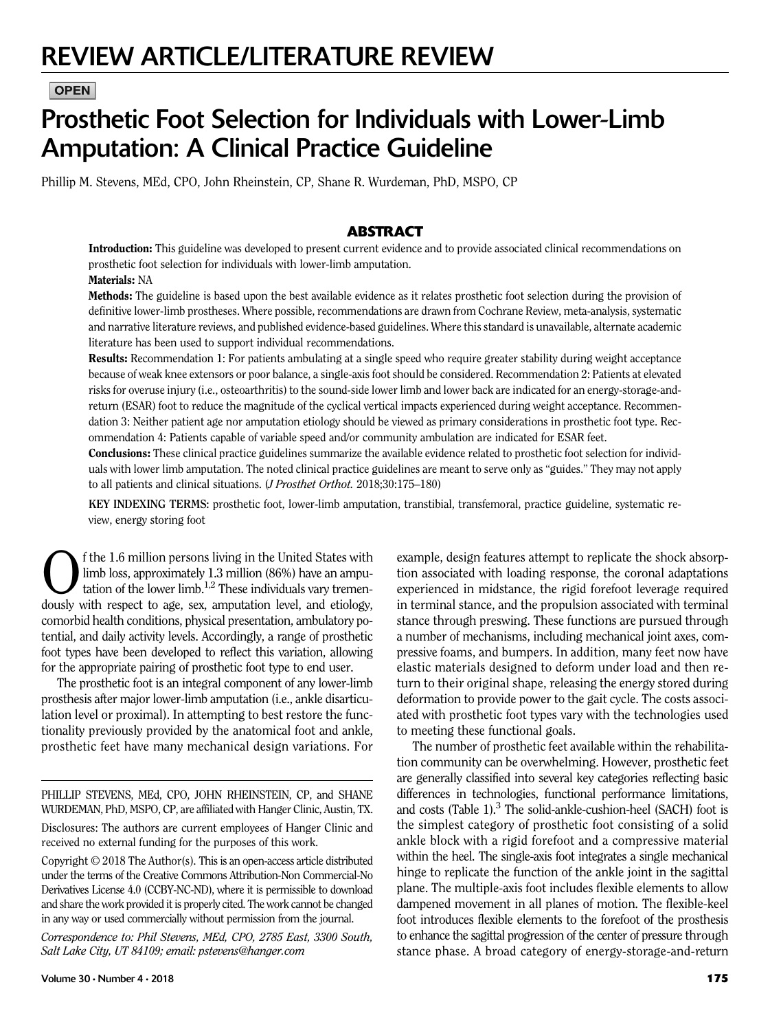# REVIEW ARTICLE/LITERATURE REVIEW

**OPEN**

# Prosthetic Foot Selection for Individuals with Lower-Limb Amputation: A Clinical Practice Guideline

Phillip M. Stevens, MEd, CPO, John Rheinstein, CP, Shane R. Wurdeman, PhD, MSPO, CP

## ABSTRACT

**Introduction:** This guideline was developed to present current evidence and to provide associated clinical recommendations on prosthetic foot selection for individuals with lower-limb amputation.

**Materials:** NA

**Methods:** The guideline is based upon the best available evidence as it relates prosthetic foot selection during the provision of definitive lower-limb prostheses. Where possible, recommendations are drawn from Cochrane Review, meta-analysis, systematic and narrative literature reviews, and published evidence-based guidelines. Where this standard is unavailable, alternate academic literature has been used to support individual recommendations.

**Results:** Recommendation 1: For patients ambulating at a single speed who require greater stability during weight acceptance because of weak knee extensors or poor balance, a single-axis foot should be considered. Recommendation 2: Patients at elevated risks for overuse injury (i.e., osteoarthritis) to the sound-side lower limb and lower back are indicated for an energy-storage-and-return (ESAR) foot to reduce the magnitude of the cyclical vertical impacts experienced during weight acceptance. Recommendation 3: Neither patient age nor amputation etiology should be viewed as primary considerations in prosthetic foot type. Recommendation 4: Patients capable of variable speed and/or community ambulation are indicated for ESAR feet.

**Conclusions:** These clinical practice guidelines summarize the available evidence related to prosthetic foot selection for individuals with lower limb amputation. The noted clinical practice guidelines are meant to serve only as "guides." They may not apply to all patients and clinical situations. (*J Prosthet Orthot.* 2018;30:175–180)

KEY INDEXING TERMS: prosthetic foot, lower-limb amputation, transtibial, transfemoral, practice guideline, systematic review, energy storing foot

Of the 1.6 million persons living in the United States with limb loss, approximately 1.3 million (86%) have an amputation of the lower limb.[1,2] These individuals vary tremendously with respect to age, sex, amputation level, and etiology, comorbid health conditions, physical presentation, ambulatory potential, and daily activity levels. Accordingly, a range of prosthetic foot types have been developed to reflect this variation, allowing for the appropriate pairing of prosthetic foot type to end user.

The prosthetic foot is an integral component of any lower-limb prosthesis after major lower-limb amputation (i.e., ankle disarticulation level or proximal). In attempting to best restore the functionality previously provided by the anatomical foot and ankle, prosthetic feet have many mechanical design variations. For example, design features attempt to replicate the shock absorption associated with loading response, the coronal adaptations experienced in midstance, the rigid forefoot leverage required in terminal stance, and the propulsion associated with terminal stance through preswing. These functions are pursued through a number of mechanisms, including mechanical joint axes, compressive foams, and bumpers. In addition, many feet now have elastic materials designed to deform under load and then return to their original shape, releasing the energy stored during deformation to provide power to the gait cycle. The costs associated with prosthetic foot types vary with the technologies used to meeting these functional goals.

The number of prosthetic feet available within the rehabilitation community can be overwhelming. However, prosthetic feet are generally classified into several key categories reflecting basic differences in technologies, functional performance limitations, and costs (Table 1).[3] The solid-ankle-cushion-heel (SACH) foot is the simplest category of prosthetic foot consisting of a solid ankle block with a rigid forefoot and a compressive material within the heel. The single-axis foot integrates a single mechanical hinge to replicate the function of the ankle joint in the sagittal plane. The multiple-axis foot includes flexible elements to allow dampened movement in all planes of motion. The flexible-keel foot introduces flexible elements to the forefoot of the prosthesis to enhance the sagittal progression of the center of pressure through stance phase. A broad category of energy-storage-and-return

---

PHILLIP STEVENS, MEd, CPO, JOHN RHEINSTEIN, CP, and SHANE WURDEMAN, PhD, MSPO, CP, are affiliated with Hanger Clinic, Austin, TX.

Disclosures: The authors are current employees of Hanger Clinic and received no external funding for the purposes of this work.

Copyright © 2018 The Author(s). This is an open-access article distributed under the terms of the Creative Commons Attribution-Non Commercial-No Derivatives License 4.0 (CCBY-NC-ND), where it is permissible to download and share the work provided it is properly cited. The work cannot be changed in any way or used commercially without permission from the journal.

*Correspondence to: Phil Stevens, MEd, CPO, 2785 East, 3300 South, Salt Lake City, UT 84109; email: pstevens@hanger.com*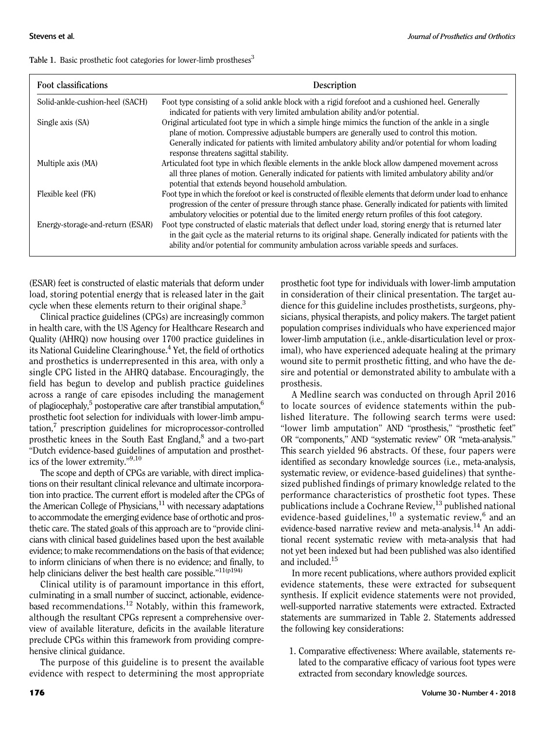Table 1. Basic prosthetic foot categories for lower-limb prostheses[3]

| Foot classifications | Description |
|---|---|
| Solid-ankle-cushion-heel (SACH) | Foot type consisting of a solid ankle block with a rigid forefoot and a cushioned heel. Generally indicated for patients with very limited ambulation ability and/or potential. |
| Single axis (SA) | Original articulated foot type in which a simple hinge mimics the function of the ankle in a single plane of motion. Compressive adjustable bumpers are generally used to control this motion. Generally indicated for patients with limited ambulatory ability and/or potential for whom loading response threatens sagittal stability. |
| Multiple axis (MA) | Articulated foot type in which flexible elements in the ankle block allow dampened movement across all three planes of motion. Generally indicated for patients with limited ambulatory ability and/or potential that extends beyond household ambulation. |
| Flexible keel (FK) | Foot type in which the forefoot or keel is constructed of flexible elements that deform under load to enhance progression of the center of pressure through stance phase. Generally indicated for patients with limited ambulatory velocities or potential due to the limited energy return profiles of this foot category. |
| Energy-storage-and-return (ESAR) | Foot type constructed of elastic materials that deflect under load, storing energy that is returned later in the gait cycle as the material returns to its original shape. Generally indicated for patients with the ability and/or potential for community ambulation across variable speeds and surfaces. |

(ESAR) feet is constructed of elastic materials that deform under load, storing potential energy that is released later in the gait cycle when these elements return to their original shape.[3]

Clinical practice guidelines (CPGs) are increasingly common in health care, with the US Agency for Healthcare Research and Quality (AHRQ) now housing over 1700 practice guidelines in its National Guideline Clearinghouse.[4] Yet, the field of orthotics and prosthetics is underrepresented in this area, with only a single CPG listed in the AHRQ database. Encouragingly, the field has begun to develop and publish practice guidelines across a range of care episodes including the management of plagiocephaly,[5] postoperative care after transtibial amputation,[6] prosthetic foot selection for individuals with lower-limb amputation,[7] prescription guidelines for microprocessor-controlled prosthetic knees in the South East England,[8] and a two-part "Dutch evidence-based guidelines of amputation and prosthetics of the lower extremity."[9,10]

The scope and depth of CPGs are variable, with direct implications on their resultant clinical relevance and ultimate incorporation into practice. The current effort is modeled after the CPGs of the American College of Physicians,[11] with necessary adaptations to accommodate the emerging evidence base of orthotic and prosthetic care. The stated goals of this approach are to "provide clinicians with clinical based guidelines based upon the best available evidence; to make recommendations on the basis of that evidence; to inform clinicians of when there is no evidence; and finally, to help clinicians deliver the best health care possible."[11(p194)]

Clinical utility is of paramount importance in this effort, culminating in a small number of succinct, actionable, evidence-based recommendations.[12] Notably, within this framework, although the resultant CPGs represent a comprehensive overview of available literature, deficits in the available literature preclude CPGs within this framework from providing comprehensive clinical guidance.

The purpose of this guideline is to present the available evidence with respect to determining the most appropriate prosthetic foot type for individuals with lower-limb amputation in consideration of their clinical presentation. The target audience for this guideline includes prosthetists, surgeons, physicians, physical therapists, and policy makers. The target patient population comprises individuals who have experienced major lower-limb amputation (i.e., ankle-disarticulation level or proximal), who have experienced adequate healing at the primary wound site to permit prosthetic fitting, and who have the desire and potential or demonstrated ability to ambulate with a prosthesis.

A Medline search was conducted on through April 2016 to locate sources of evidence statements within the published literature. The following search terms were used: "lower limb amputation" AND "prosthesis," "prosthetic feet" OR "components," AND "systematic review" OR "meta-analysis." This search yielded 96 abstracts. Of these, four papers were identified as secondary knowledge sources (i.e., meta-analysis, systematic review, or evidence-based guidelines) that synthesized published findings of primary knowledge related to the performance characteristics of prosthetic foot types. These publications include a Cochrane Review,[13] published national evidence-based guidelines,[10] a systematic review,[6] and an evidence-based narrative review and meta-analysis.[14] An additional recent systematic review with meta-analysis that had not yet been indexed but had been published was also identified and included.[15]

In more recent publications, where authors provided explicit evidence statements, these were extracted for subsequent synthesis. If explicit evidence statements were not provided, well-supported narrative statements were extracted. Extracted statements are summarized in Table 2. Statements addressed the following key considerations:

1. Comparative effectiveness: Where available, statements related to the comparative efficacy of various foot types were extracted from secondary knowledge sources.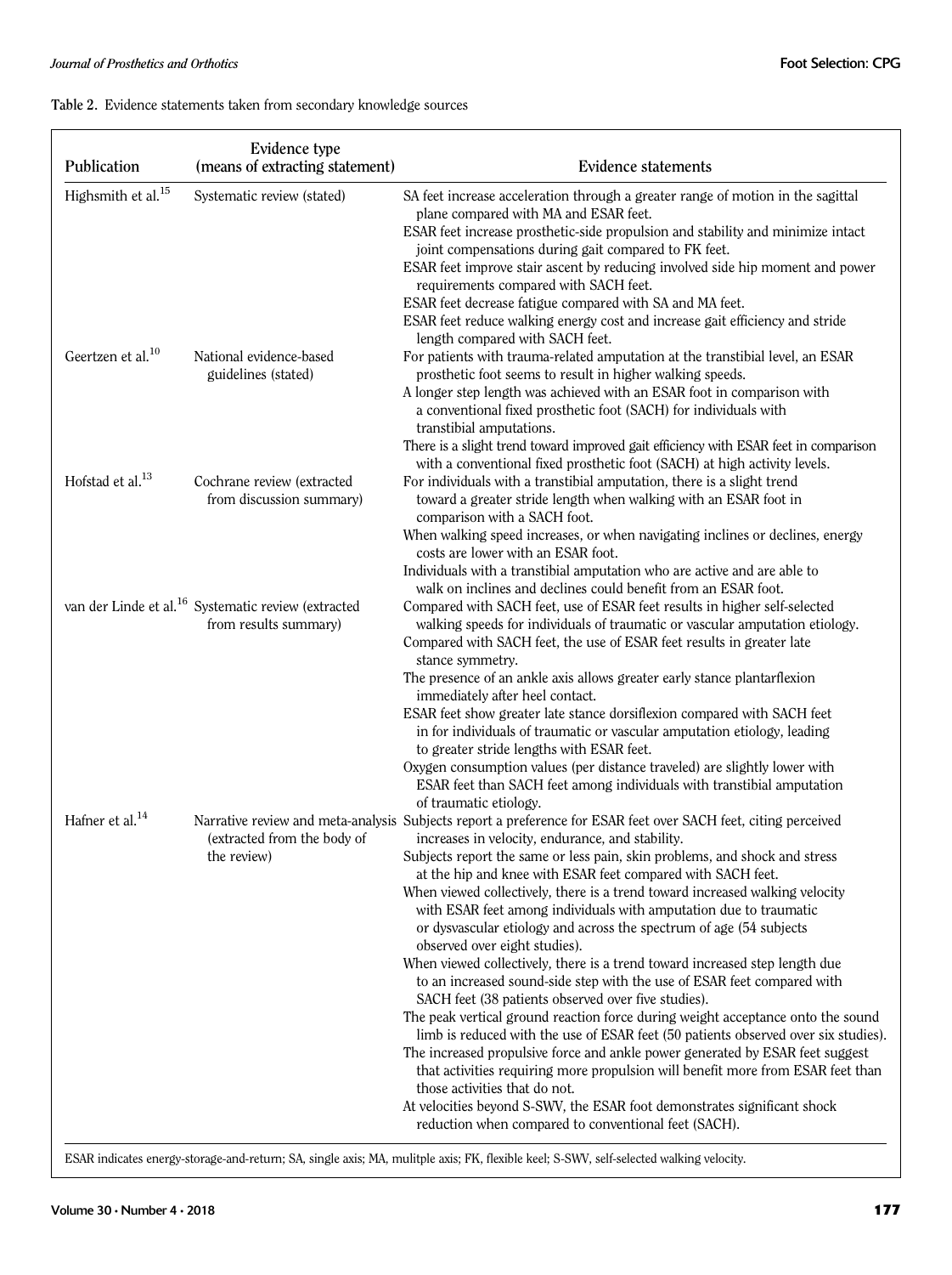**Table 2.** Evidence statements taken from secondary knowledge sources

| Publication | Evidence type (means of extracting statement) | Evidence statements |
|---|---|---|
| Highsmith et al.[15] | Systematic review (stated) | SA feet increase acceleration through a greater range of motion in the sagittal plane compared with MA and ESAR feet.<br>ESAR feet increase prosthetic-side propulsion and stability and minimize intact joint compensations during gait compared to FK feet.<br>ESAR feet improve stair ascent by reducing involved side hip moment and power requirements compared with SACH feet.<br>ESAR feet decrease fatigue compared with SA and MA feet.<br>ESAR feet reduce walking energy cost and increase gait efficiency and stride length compared with SACH feet. |
| Geertzen et al.[10] | National evidence-based guidelines (stated) | For patients with trauma-related amputation at the transtibial level, an ESAR prosthetic foot seems to result in higher walking speeds.<br>A longer step length was achieved with an ESAR foot in comparison with a conventional fixed prosthetic foot (SACH) for individuals with transtibial amputations.<br>There is a slight trend toward improved gait efficiency with ESAR feet in comparison with a conventional fixed prosthetic foot (SACH) at high activity levels. |
| Hofstad et al.[13] | Cochrane review (extracted from discussion summary) | For individuals with a transtibial amputation, there is a slight trend toward a greater stride length when walking with an ESAR foot in comparison with a SACH foot.<br>When walking speed increases, or when navigating inclines or declines, energy costs are lower with an ESAR foot.<br>Individuals with a transtibial amputation who are active and are able to walk on inclines and declines could benefit from an ESAR foot. |
| van der Linde et al.[16] | Systematic review (extracted from results summary) | Compared with SACH feet, use of ESAR feet results in higher self-selected walking speeds for individuals of traumatic or vascular amputation etiology.<br>Compared with SACH feet, the use of ESAR feet results in greater late stance symmetry.<br>The presence of an ankle axis allows greater early stance plantarflexion immediately after heel contact.<br>ESAR feet show greater late stance dorsiflexion compared with SACH feet in for individuals of traumatic or vascular amputation etiology, leading to greater stride lengths with ESAR feet.<br>Oxygen consumption values (per distance traveled) are slightly lower with ESAR feet than SACH feet among individuals with transtibial amputation of traumatic etiology. |
| Hafner et al.[14] | Narrative review and meta-analysis (extracted from the body of the review) | Subjects report a preference for ESAR feet over SACH feet, citing perceived increases in velocity, endurance, and stability.<br>Subjects report the same or less pain, skin problems, and shock and stress at the hip and knee with ESAR feet compared with SACH feet.<br>When viewed collectively, there is a trend toward increased walking velocity with ESAR feet among individuals with amputation due to traumatic or dysvascular etiology and across the spectrum of age (54 subjects observed over eight studies).<br>When viewed collectively, there is a trend toward increased step length due to an increased sound-side step with the use of ESAR feet compared with SACH feet (38 patients observed over five studies).<br>The peak vertical ground reaction force during weight acceptance onto the sound limb is reduced with the use of ESAR feet (50 patients observed over six studies).<br>The increased propulsive force and ankle power generated by ESAR feet suggest that activities requiring more propulsion will benefit more from ESAR feet than those activities that do not.<br>At velocities beyond S-SWV, the ESAR foot demonstrates significant shock reduction when compared to conventional feet (SACH). |

ESAR indicates energy-storage-and-return; SA, single axis; MA, mulitple axis; FK, flexible keel; S-SWV, self-selected walking velocity.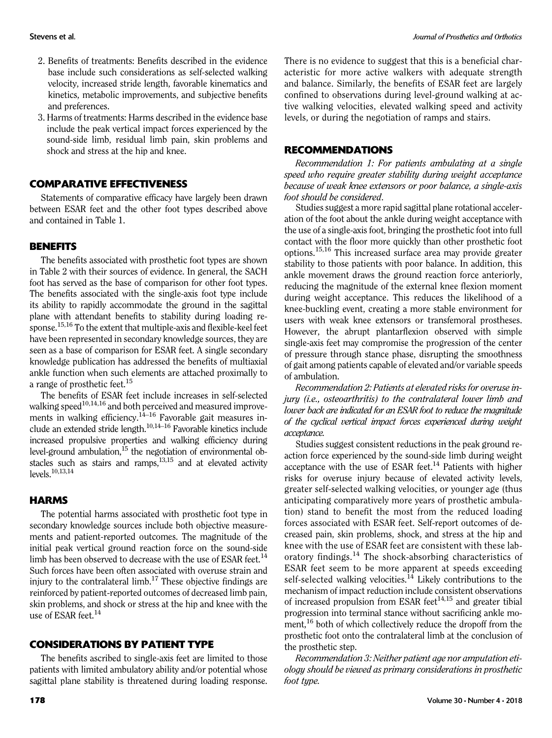2. Benefits of treatments: Benefits described in the evidence base include such considerations as self-selected walking velocity, increased stride length, favorable kinematics and kinetics, metabolic improvements, and subjective benefits and preferences.
3. Harms of treatments: Harms described in the evidence base include the peak vertical impact forces experienced by the sound-side limb, residual limb pain, skin problems and shock and stress at the hip and knee.

## COMPARATIVE EFFECTIVENESS

Statements of comparative efficacy have largely been drawn between ESAR feet and the other foot types described above and contained in Table 1.

## BENEFITS

The benefits associated with prosthetic foot types are shown in Table 2 with their sources of evidence. In general, the SACH foot has served as the base of comparison for other foot types. The benefits associated with the single-axis foot type include its ability to rapidly accommodate the ground in the sagittal plane with attendant benefits to stability during loading response.[15,16] To the extent that multiple-axis and flexible-keel feet have been represented in secondary knowledge sources, they are seen as a base of comparison for ESAR feet. A single secondary knowledge publication has addressed the benefits of multiaxial ankle function when such elements are attached proximally to a range of prosthetic feet.[15]

The benefits of ESAR feet include increases in self-selected walking speed[10,14,16] and both perceived and measured improvements in walking efficiency.[14–16] Favorable gait measures include an extended stride length.[10,14–16] Favorable kinetics include increased propulsive properties and walking efficiency during level-ground ambulation,[15] the negotiation of environmental obstacles such as stairs and ramps,[13,15] and at elevated activity levels.[10,13,14]

## HARMS

The potential harms associated with prosthetic foot type in secondary knowledge sources include both objective measurements and patient-reported outcomes. The magnitude of the initial peak vertical ground reaction force on the sound-side limb has been observed to decrease with the use of ESAR feet.[14] Such forces have been often associated with overuse strain and injury to the contralateral limb.[17] These objective findings are reinforced by patient-reported outcomes of decreased limb pain, skin problems, and shock or stress at the hip and knee with the use of ESAR feet.[14]

## CONSIDERATIONS BY PATIENT TYPE

The benefits ascribed to single-axis feet are limited to those patients with limited ambulatory ability and/or potential whose sagittal plane stability is threatened during loading response. There is no evidence to suggest that this is a beneficial characteristic for more active walkers with adequate strength and balance. Similarly, the benefits of ESAR feet are largely confined to observations during level-ground walking at active walking velocities, elevated walking speed and activity levels, or during the negotiation of ramps and stairs.

## RECOMMENDATIONS

*Recommendation 1: For patients ambulating at a single speed who require greater stability during weight acceptance because of weak knee extensors or poor balance, a single-axis foot should be considered.*

Studies suggest a more rapid sagittal plane rotational acceleration of the foot about the ankle during weight acceptance with the use of a single-axis foot, bringing the prosthetic foot into full contact with the floor more quickly than other prosthetic foot options.[15,16] This increased surface area may provide greater stability to those patients with poor balance. In addition, this ankle movement draws the ground reaction force anteriorly, reducing the magnitude of the external knee flexion moment during weight acceptance. This reduces the likelihood of a knee-buckling event, creating a more stable environment for users with weak knee extensors or transfemoral prostheses. However, the abrupt plantarflexion observed with simple single-axis feet may compromise the progression of the center of pressure through stance phase, disrupting the smoothness of gait among patients capable of elevated and/or variable speeds of ambulation.

*Recommendation 2: Patients at elevated risks for overuse injury (i.e., osteoarthritis) to the contralateral lower limb and lower back are indicated for an ESAR foot to reduce the magnitude of the cyclical vertical impact forces experienced during weight acceptance.*

Studies suggest consistent reductions in the peak ground reaction force experienced by the sound-side limb during weight acceptance with the use of ESAR feet.[14] Patients with higher risks for overuse injury because of elevated activity levels, greater self-selected walking velocities, or younger age (thus anticipating comparatively more years of prosthetic ambulation) stand to benefit the most from the reduced loading forces associated with ESAR feet. Self-report outcomes of decreased pain, skin problems, shock, and stress at the hip and knee with the use of ESAR feet are consistent with these laboratory findings.[14] The shock-absorbing characteristics of ESAR feet seem to be more apparent at speeds exceeding self-selected walking velocities.[14] Likely contributions to the mechanism of impact reduction include consistent observations of increased propulsion from ESAR feet[14,15] and greater tibial progression into terminal stance without sacrificing ankle moment,[16] both of which collectively reduce the dropoff from the prosthetic foot onto the contralateral limb at the conclusion of the prosthetic step.

*Recommendation 3: Neither patient age nor amputation etiology should be viewed as primary considerations in prosthetic foot type.*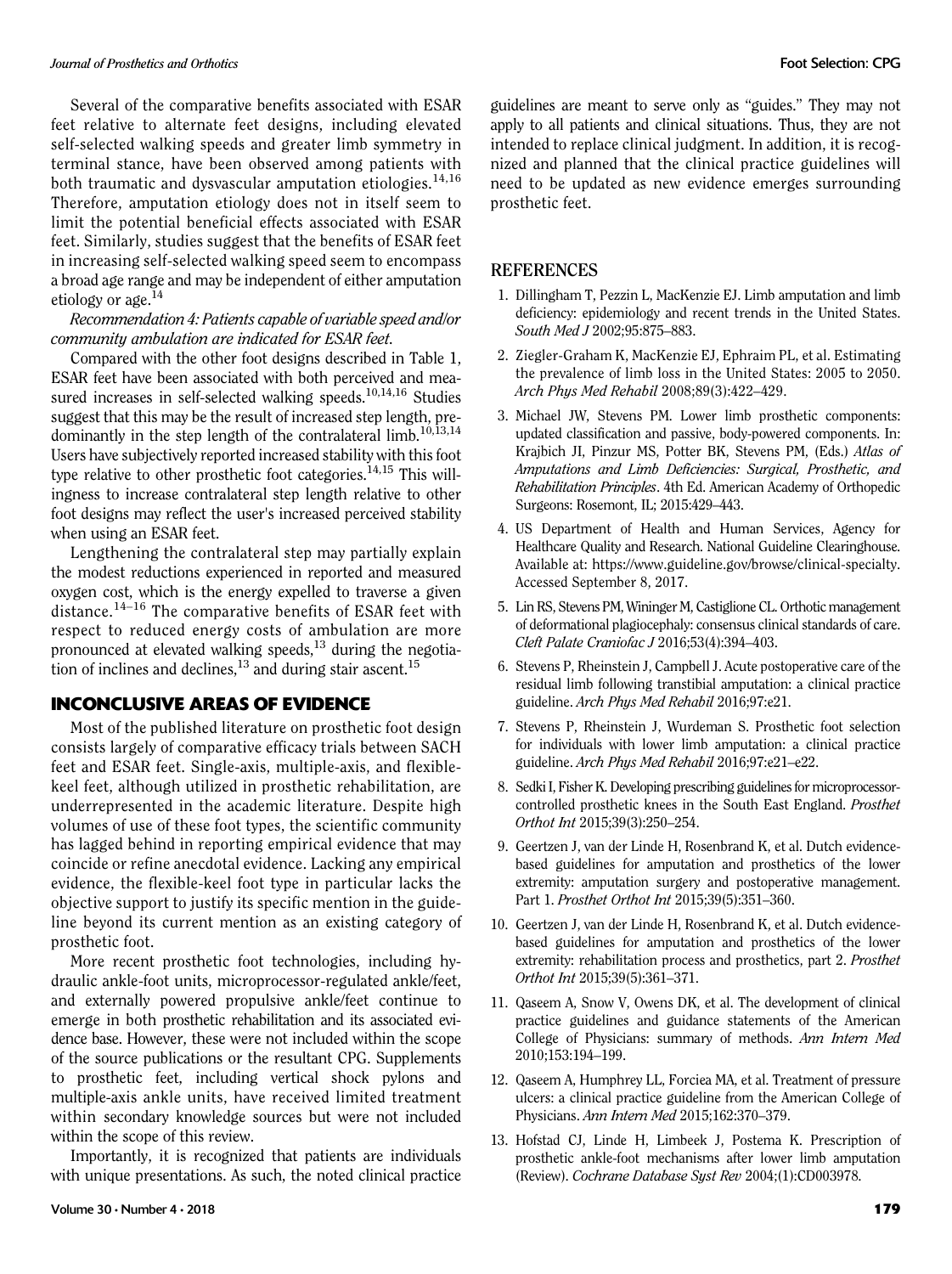Several of the comparative benefits associated with ESAR feet relative to alternate feet designs, including elevated self-selected walking speeds and greater limb symmetry in terminal stance, have been observed among patients with both traumatic and dysvascular amputation etiologies.[14,16] Therefore, amputation etiology does not in itself seem to limit the potential beneficial effects associated with ESAR feet. Similarly, studies suggest that the benefits of ESAR feet in increasing self-selected walking speed seem to encompass a broad age range and may be independent of either amputation etiology or age.[14]

*Recommendation 4: Patients capable of variable speed and/or community ambulation are indicated for ESAR feet.*

Compared with the other foot designs described in Table 1, ESAR feet have been associated with both perceived and measured increases in self-selected walking speeds.[10,14,16] Studies suggest that this may be the result of increased step length, predominantly in the step length of the contralateral limb.[10,13,14] Users have subjectively reported increased stability with this foot type relative to other prosthetic foot categories.[14,15] This willingness to increase contralateral step length relative to other foot designs may reflect the user's increased perceived stability when using an ESAR feet.

Lengthening the contralateral step may partially explain the modest reductions experienced in reported and measured oxygen cost, which is the energy expelled to traverse a given distance.[14–16] The comparative benefits of ESAR feet with respect to reduced energy costs of ambulation are more pronounced at elevated walking speeds,[13] during the negotiation of inclines and declines,[13] and during stair ascent.[15]

## INCONCLUSIVE AREAS OF EVIDENCE

Most of the published literature on prosthetic foot design consists largely of comparative efficacy trials between SACH feet and ESAR feet. Single-axis, multiple-axis, and flexible-keel feet, although utilized in prosthetic rehabilitation, are underrepresented in the academic literature. Despite high volumes of use of these foot types, the scientific community has lagged behind in reporting empirical evidence that may coincide or refine anecdotal evidence. Lacking any empirical evidence, the flexible-keel foot type in particular lacks the objective support to justify its specific mention in the guideline beyond its current mention as an existing category of prosthetic foot.

More recent prosthetic foot technologies, including hydraulic ankle-foot units, microprocessor-regulated ankle/feet, and externally powered propulsive ankle/feet continue to emerge in both prosthetic rehabilitation and its associated evidence base. However, these were not included within the scope of the source publications or the resultant CPG. Supplements to prosthetic feet, including vertical shock pylons and multiple-axis ankle units, have received limited treatment within secondary knowledge sources but were not included within the scope of this review.

Importantly, it is recognized that patients are individuals with unique presentations. As such, the noted clinical practice guidelines are meant to serve only as "guides." They may not apply to all patients and clinical situations. Thus, they are not intended to replace clinical judgment. In addition, it is recognized and planned that the clinical practice guidelines will need to be updated as new evidence emerges surrounding prosthetic feet.

## REFERENCES

1. Dillingham T, Pezzin L, MacKenzie EJ. Limb amputation and limb deficiency: epidemiology and recent trends in the United States. *South Med J* 2002;95:875–883.
2. Ziegler-Graham K, MacKenzie EJ, Ephraim PL, et al. Estimating the prevalence of limb loss in the United States: 2005 to 2050. *Arch Phys Med Rehabil* 2008;89(3):422–429.
3. Michael JW, Stevens PM. Lower limb prosthetic components: updated classification and passive, body-powered components. In: Krajbich JI, Pinzur MS, Potter BK, Stevens PM, (Eds.) *Atlas of Amputations and Limb Deficiencies: Surgical, Prosthetic, and Rehabilitation Principles*. 4th Ed. American Academy of Orthopedic Surgeons: Rosemont, IL; 2015:429–443.
4. US Department of Health and Human Services, Agency for Healthcare Quality and Research. National Guideline Clearinghouse. Available at: https://www.guideline.gov/browse/clinical-specialty. Accessed September 8, 2017.
5. Lin RS, Stevens PM, Wininger M, Castiglione CL. Orthotic management of deformational plagiocephaly: consensus clinical standards of care. *Cleft Palate Craniofac J* 2016;53(4):394–403.
6. Stevens P, Rheinstein J, Campbell J. Acute postoperative care of the residual limb following transtibial amputation: a clinical practice guideline. *Arch Phys Med Rehabil* 2016;97:e21.
7. Stevens P, Rheinstein J, Wurdeman S. Prosthetic foot selection for individuals with lower limb amputation: a clinical practice guideline. *Arch Phys Med Rehabil* 2016;97:e21–e22.
8. Sedki I, Fisher K. Developing prescribing guidelines for microprocessor-controlled prosthetic knees in the South East England. *Prosthet Orthot Int* 2015;39(3):250–254.
9. Geertzen J, van der Linde H, Rosenbrand K, et al. Dutch evidence-based guidelines for amputation and prosthetics of the lower extremity: amputation surgery and postoperative management. Part 1. *Prosthet Orthot Int* 2015;39(5):351–360.
10. Geertzen J, van der Linde H, Rosenbrand K, et al. Dutch evidence-based guidelines for amputation and prosthetics of the lower extremity: rehabilitation process and prosthetics, part 2. *Prosthet Orthot Int* 2015;39(5):361–371.
11. Qaseem A, Snow V, Owens DK, et al. The development of clinical practice guidelines and guidance statements of the American College of Physicians: summary of methods. *Ann Intern Med* 2010;153:194–199.
12. Qaseem A, Humphrey LL, Forciea MA, et al. Treatment of pressure ulcers: a clinical practice guideline from the American College of Physicians. *Ann Intern Med* 2015;162:370–379.
13. Hofstad CJ, Linde H, Limbeek J, Postema K. Prescription of prosthetic ankle-foot mechanisms after lower limb amputation (Review). *Cochrane Database Syst Rev* 2004;(1):CD003978.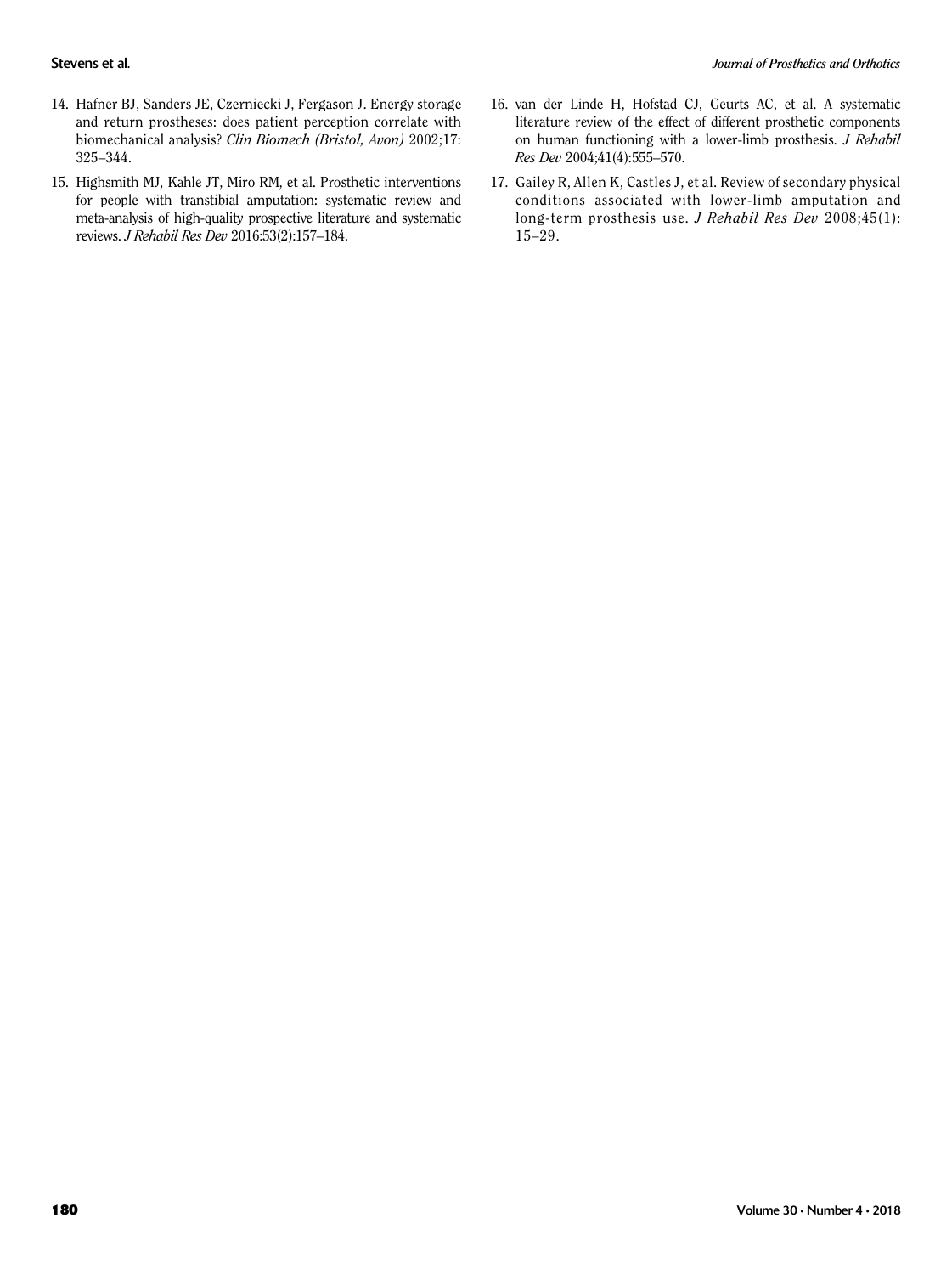14. Hafner BJ, Sanders JE, Czerniecki J, Fergason J. Energy storage and return prostheses: does patient perception correlate with biomechanical analysis? *Clin Biomech (Bristol, Avon)* 2002;17: 325–344.

15. Highsmith MJ, Kahle JT, Miro RM, et al. Prosthetic interventions for people with transtibial amputation: systematic review and meta-analysis of high-quality prospective literature and systematic reviews. *J Rehabil Res Dev* 2016:53(2):157–184.

16. van der Linde H, Hofstad CJ, Geurts AC, et al. A systematic literature review of the effect of different prosthetic components on human functioning with a lower-limb prosthesis. *J Rehabil Res Dev* 2004;41(4):555–570.

17. Gailey R, Allen K, Castles J, et al. Review of secondary physical conditions associated with lower-limb amputation and long-term prosthesis use. *J Rehabil Res Dev* 2008;45(1): 15–29.